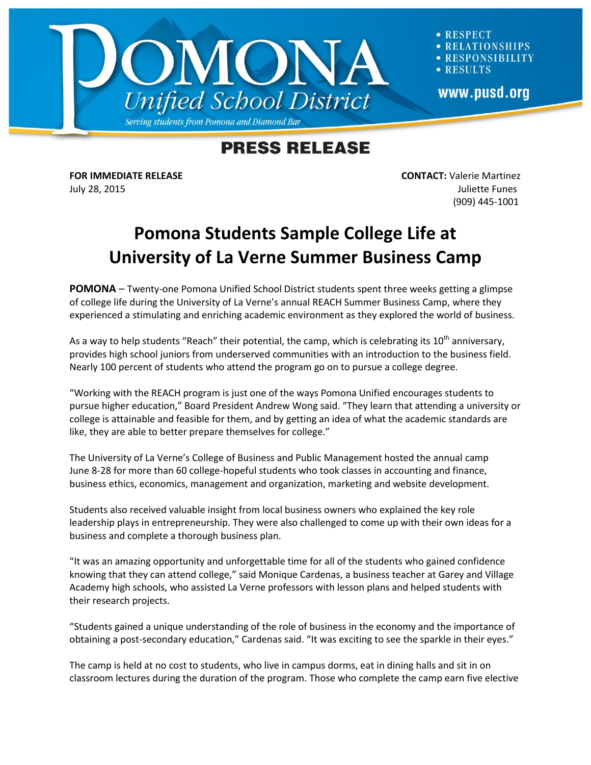**POMONA** *Unified School District*

*Serving students from Pomona and Diamond Bar*

- RESPECT
- RELATIONSHIPS
- RESPONSIBILITY
- RESULTS

www.pusd.org

## PRESS RELEASE

**FOR IMMEDIATE RELEASE**
July 28, 2015

**CONTACT:** Valerie Martinez
Juliette Funes
(909) 445-1001

# Pomona Students Sample College Life at University of La Verne Summer Business Camp

**POMONA** – Twenty-one Pomona Unified School District students spent three weeks getting a glimpse of college life during the University of La Verne's annual REACH Summer Business Camp, where they experienced a stimulating and enriching academic environment as they explored the world of business.

As a way to help students "Reach" their potential, the camp, which is celebrating its 10th anniversary, provides high school juniors from underserved communities with an introduction to the business field. Nearly 100 percent of students who attend the program go on to pursue a college degree.

"Working with the REACH program is just one of the ways Pomona Unified encourages students to pursue higher education," Board President Andrew Wong said. "They learn that attending a university or college is attainable and feasible for them, and by getting an idea of what the academic standards are like, they are able to better prepare themselves for college."

The University of La Verne's College of Business and Public Management hosted the annual camp June 8-28 for more than 60 college-hopeful students who took classes in accounting and finance, business ethics, economics, management and organization, marketing and website development.

Students also received valuable insight from local business owners who explained the key role leadership plays in entrepreneurship. They were also challenged to come up with their own ideas for a business and complete a thorough business plan.

"It was an amazing opportunity and unforgettable time for all of the students who gained confidence knowing that they can attend college," said Monique Cardenas, a business teacher at Garey and Village Academy high schools, who assisted La Verne professors with lesson plans and helped students with their research projects.

"Students gained a unique understanding of the role of business in the economy and the importance of obtaining a post-secondary education," Cardenas said. "It was exciting to see the sparkle in their eyes."

The camp is held at no cost to students, who live in campus dorms, eat in dining halls and sit in on classroom lectures during the duration of the program. Those who complete the camp earn five elective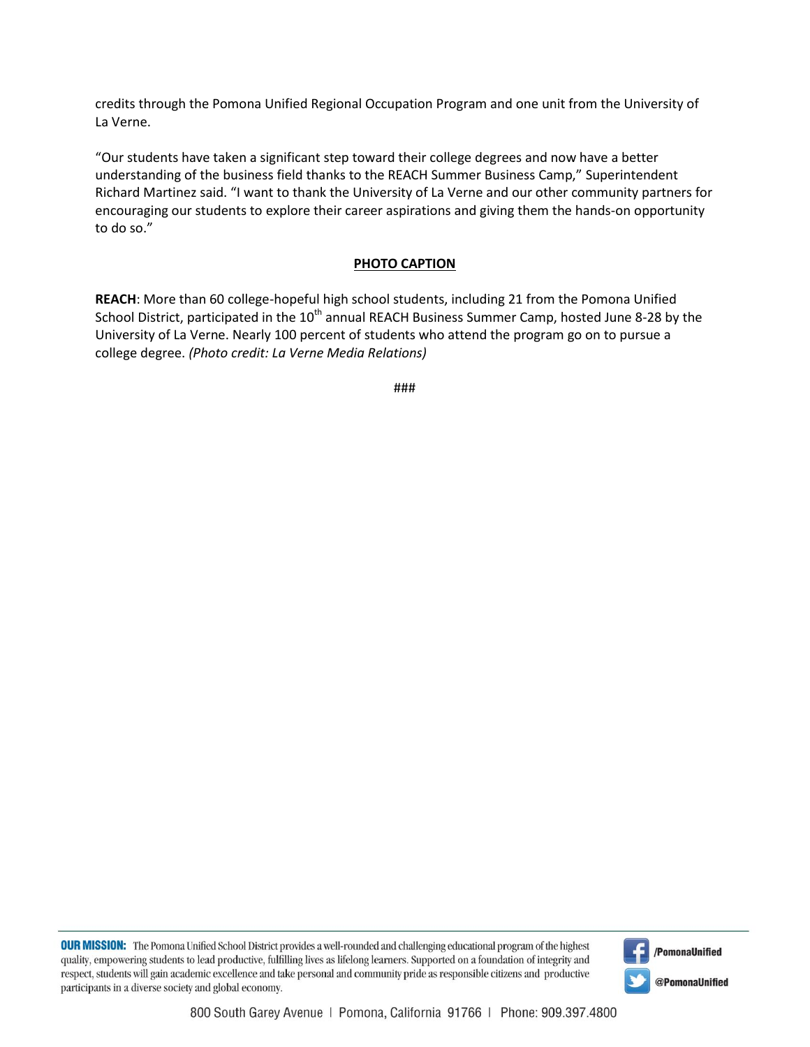credits through the Pomona Unified Regional Occupation Program and one unit from the University of La Verne.

"Our students have taken a significant step toward their college degrees and now have a better understanding of the business field thanks to the REACH Summer Business Camp," Superintendent Richard Martinez said. "I want to thank the University of La Verne and our other community partners for encouraging our students to explore their career aspirations and giving them the hands-on opportunity to do so."

**PHOTO CAPTION**

**REACH**: More than 60 college-hopeful high school students, including 21 from the Pomona Unified School District, participated in the 10th annual REACH Business Summer Camp, hosted June 8-28 by the University of La Verne. Nearly 100 percent of students who attend the program go on to pursue a college degree. *(Photo credit: La Verne Media Relations)*

###

**OUR MISSION:** The Pomona Unified School District provides a well-rounded and challenging educational program of the highest quality, empowering students to lead productive, fulfilling lives as lifelong learners. Supported on a foundation of integrity and respect, students will gain academic excellence and take personal and community pride as responsible citizens and productive participants in a diverse society and global economy.

/PomonaUnified

@PomonaUnified

800 South Garey Avenue | Pomona, California 91766 | Phone: 909.397.4800